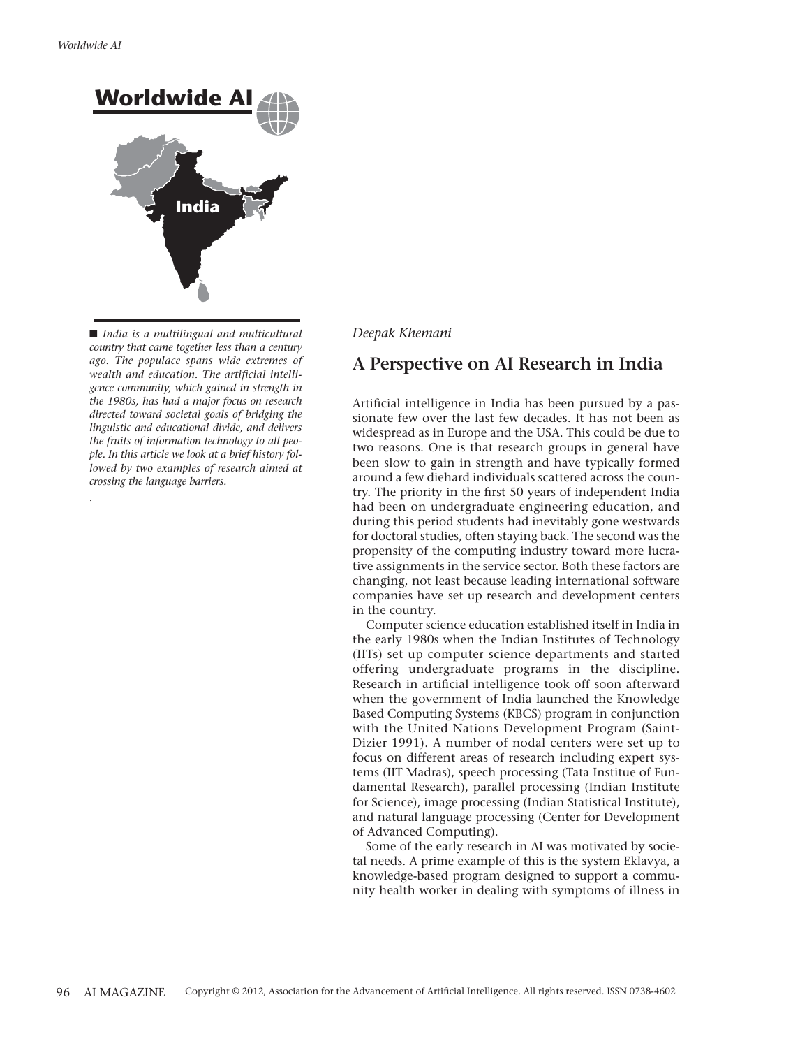# Worldwide AI

India

*India is a multilingual and multicultural country that came together less than a century ago. The populace spans wide extremes of wealth and education. The artificial intelligence community, which gained in strength in the 1980s, has had a major focus on research directed toward societal goals of bridging the linguistic and educational divide, and delivers the fruits of information technology to all people. In this article we look at a brief history followed by two examples of research aimed at crossing the language barriers.*

*Deepak Khemani*

## A Perspective on AI Research in India

Artificial intelligence in India has been pursued by a passionate few over the last few decades. It has not been as widespread as in Europe and the USA. This could be due to two reasons. One is that research groups in general have been slow to gain in strength and have typically formed around a few diehard individuals scattered across the country. The priority in the first 50 years of independent India had been on undergraduate engineering education, and during this period students had inevitably gone westwards for doctoral studies, often staying back. The second was the propensity of the computing industry toward more lucrative assignments in the service sector. Both these factors are changing, not least because leading international software companies have set up research and development centers in the country.

Computer science education established itself in India in the early 1980s when the Indian Institutes of Technology (IITs) set up computer science departments and started offering undergraduate programs in the discipline. Research in artificial intelligence took off soon afterward when the government of India launched the Knowledge Based Computing Systems (KBCS) program in conjunction with the United Nations Development Program (Saint-Dizier 1991). A number of nodal centers were set up to focus on different areas of research including expert systems (IIT Madras), speech processing (Tata Institue of Fundamental Research), parallel processing (Indian Institute for Science), image processing (Indian Statistical Institute), and natural language processing (Center for Development of Advanced Computing).

Some of the early research in AI was motivated by societal needs. A prime example of this is the system Eklavya, a knowledge-based program designed to support a community health worker in dealing with symptoms of illness in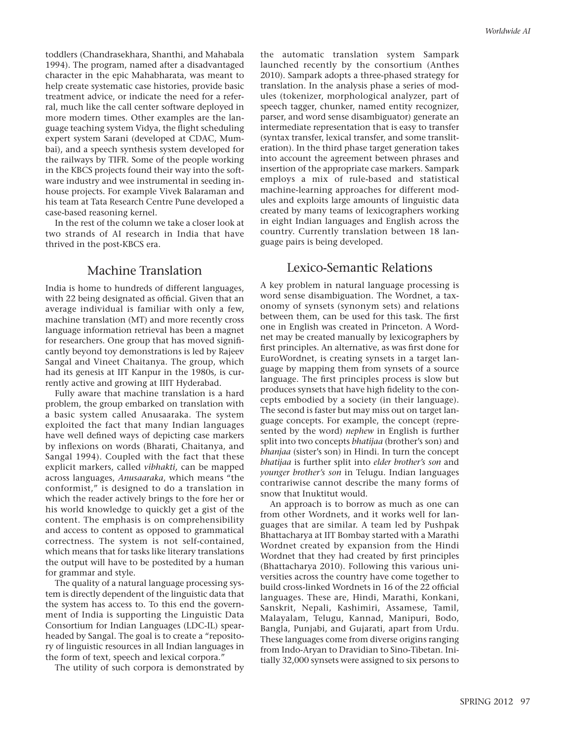toddlers (Chandrasekhara, Shanthi, and Mahabala 1994). The program, named after a disadvantaged character in the epic Mahabharata, was meant to help create systematic case histories, provide basic treatment advice, or indicate the need for a referral, much like the call center software deployed in more modern times. Other examples are the language teaching system Vidya, the flight scheduling expert system Sarani (developed at CDAC, Mumbai), and a speech synthesis system developed for the railways by TIFR. Some of the people working in the KBCS projects found their way into the software industry and wee instrumental in seeding inhouse projects. For example Vivek Balaraman and his team at Tata Research Centre Pune developed a case-based reasoning kernel.

In the rest of the column we take a closer look at two strands of AI research in India that have thrived in the post-KBCS era.

## Machine Translation

India is home to hundreds of different languages, with 22 being designated as official. Given that an average individual is familiar with only a few, machine translation (MT) and more recently cross language information retrieval has been a magnet for researchers. One group that has moved significantly beyond toy demonstrations is led by Rajeev Sangal and Vineet Chaitanya. The group, which had its genesis at IIT Kanpur in the 1980s, is currently active and growing at IIIT Hyderabad.

Fully aware that machine translation is a hard problem, the group embarked on translation with a basic system called Anusaaraka. The system exploited the fact that many Indian languages have well defined ways of depicting case markers by inflexions on words (Bharati, Chaitanya, and Sangal 1994). Coupled with the fact that these explicit markers, called *vibhakti,* can be mapped across languages, *Anusaaraka*, which means "the conformist," is designed to do a translation in which the reader actively brings to the fore her or his world knowledge to quickly get a gist of the content. The emphasis is on comprehensibility and access to content as opposed to grammatical correctness. The system is not self-contained, which means that for tasks like literary translations the output will have to be postedited by a human for grammar and style.

The quality of a natural language processing system is directly dependent of the linguistic data that the system has access to. To this end the government of India is supporting the Linguistic Data Consortium for Indian Languages (LDC-IL) spearheaded by Sangal. The goal is to create a "repository of linguistic resources in all Indian languages in the form of text, speech and lexical corpora."

The utility of such corpora is demonstrated by the automatic translation system Sampark launched recently by the consortium (Anthes 2010). Sampark adopts a three-phased strategy for translation. In the analysis phase a series of modules (tokenizer, morphological analyzer, part of speech tagger, chunker, named entity recognizer, parser, and word sense disambiguator) generate an intermediate representation that is easy to transfer (syntax transfer, lexical transfer, and some transliteration). In the third phase target generation takes into account the agreement between phrases and insertion of the appropriate case markers. Sampark employs a mix of rule-based and statistical machine-learning approaches for different modules and exploits large amounts of linguistic data created by many teams of lexicographers working in eight Indian languages and English across the country. Currently translation between 18 language pairs is being developed.

## Lexico-Semantic Relations

A key problem in natural language processing is word sense disambiguation. The Wordnet, a taxonomy of synsets (synonym sets) and relations between them, can be used for this task. The first one in English was created in Princeton. A Wordnet may be created manually by lexicographers by first principles. An alternative, as was first done for EuroWordnet, is creating synsets in a target language by mapping them from synsets of a source language. The first principles process is slow but produces synsets that have high fidelity to the concepts embodied by a society (in their language). The second is faster but may miss out on target language concepts. For example, the concept (represented by the word) *nephew* in English is further split into two concepts *bhatijaa* (brother's son) and *bhanjaa* (sister's son) in Hindi. In turn the concept *bhatijaa* is further split into *elder brother's son* and *younger brother's son* in Telugu. Indian languages contrariwise cannot describe the many forms of snow that Inuktitut would.

An approach is to borrow as much as one can from other Wordnets, and it works well for languages that are similar. A team led by Pushpak Bhattacharya at IIT Bombay started with a Marathi Wordnet created by expansion from the Hindi Wordnet that they had created by first principles (Bhattacharya 2010). Following this various universities across the country have come together to build cross-linked Wordnets in 16 of the 22 official languages. These are, Hindi, Marathi, Konkani, Sanskrit, Nepali, Kashimiri, Assamese, Tamil, Malayalam, Telugu, Kannad, Manipuri, Bodo, Bangla, Punjabi, and Gujarati, apart from Urdu. These languages come from diverse origins ranging from Indo-Aryan to Dravidian to Sino-Tibetan. Initially 32,000 synsets were assigned to six persons to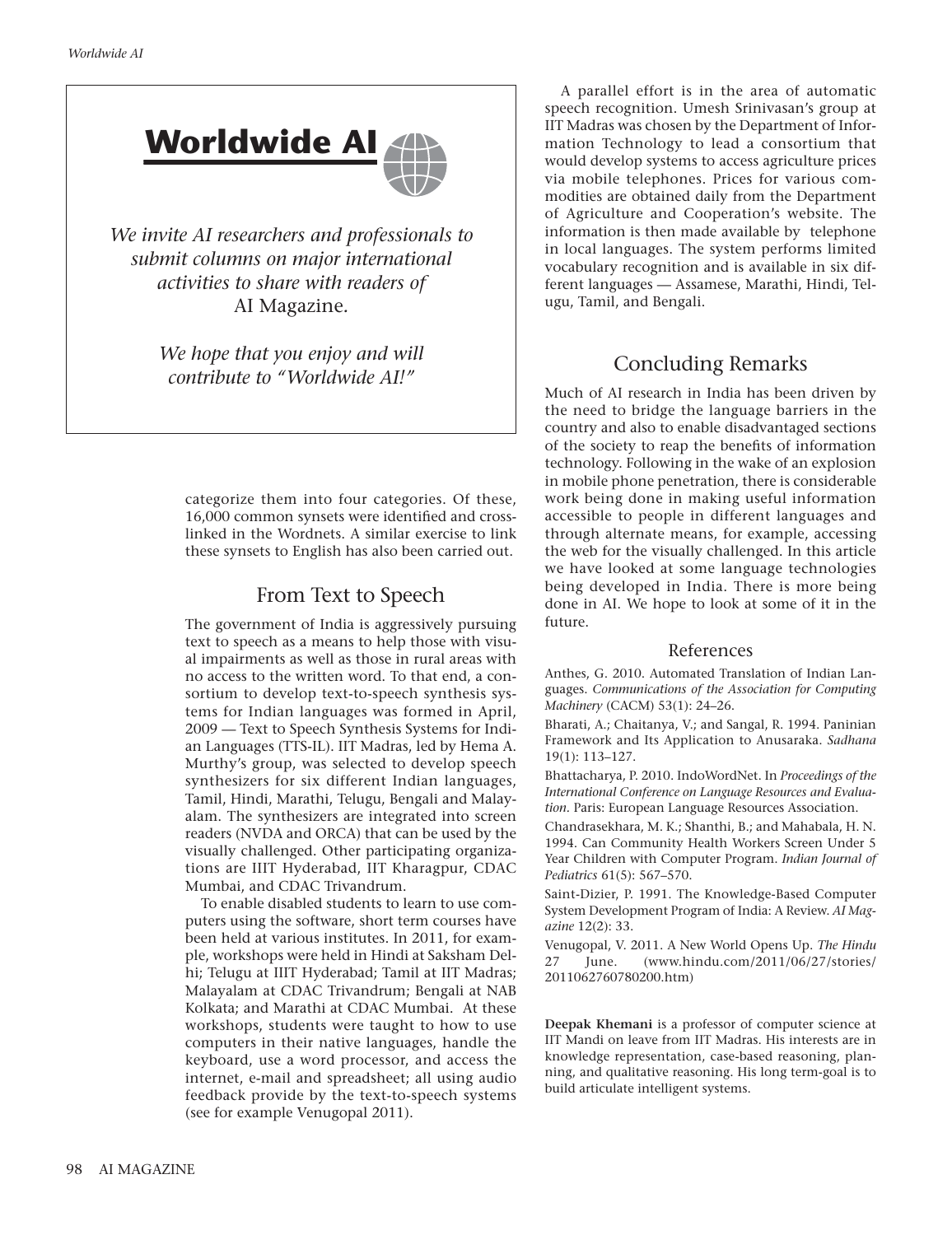# Worldwide AI

*We invite AI researchers and professionals to submit columns on major international activities to share with readers of* AI Magazine.

*We hope that you enjoy and will contribute to "Worldwide AI!"*

categorize them into four categories. Of these, 16,000 common synsets were identified and cross-linked in the Wordnets. A similar exercise to link these synsets to English has also been carried out.

## From Text to Speech

The government of India is aggressively pursuing text to speech as a means to help those with visual impairments as well as those in rural areas with no access to the written word. To that end, a consortium to develop text-to-speech synthesis systems for Indian languages was formed in April, 2009 — Text to Speech Synthesis Systems for Indian Languages (TTS-IL). IIT Madras, led by Hema A. Murthy's group, was selected to develop speech synthesizers for six different Indian languages, Tamil, Hindi, Marathi, Telugu, Bengali and Malayalam. The synthesizers are integrated into screen readers (NVDA and ORCA) that can be used by the visually challenged. Other participating organizations are IIIT Hyderabad, IIT Kharagpur, CDAC Mumbai, and CDAC Trivandrum.

To enable disabled students to learn to use computers using the software, short term courses have been held at various institutes. In 2011, for example, workshops were held in Hindi at Saksham Delhi; Telugu at IIIT Hyderabad; Tamil at IIT Madras; Malayalam at CDAC Trivandrum; Bengali at NAB Kolkata; and Marathi at CDAC Mumbai. At these workshops, students were taught to how to use computers in their native languages, handle the keyboard, use a word processor, and access the internet, e-mail and spreadsheet; all using audio feedback provide by the text-to-speech systems (see for example Venugopal 2011).

A parallel effort is in the area of automatic speech recognition. Umesh Srinivasan's group at IIT Madras was chosen by the Department of Information Technology to lead a consortium that would develop systems to access agriculture prices via mobile telephones. Prices for various commodities are obtained daily from the Department of Agriculture and Cooperation's website. The information is then made available by telephone in local languages. The system performs limited vocabulary recognition and is available in six different languages — Assamese, Marathi, Hindi, Telugu, Tamil, and Bengali.

## Concluding Remarks

Much of AI research in India has been driven by the need to bridge the language barriers in the country and also to enable disadvantaged sections of the society to reap the benefits of information technology. Following in the wake of an explosion in mobile phone penetration, there is considerable work being done in making useful information accessible to people in different languages and through alternate means, for example, accessing the web for the visually challenged. In this article we have looked at some language technologies being developed in India. There is more being done in AI. We hope to look at some of it in the future.

### References

Anthes, G. 2010. Automated Translation of Indian Languages. *Communications of the Association for Computing Machinery* (CACM) 53(1): 24–26.

Bharati, A.; Chaitanya, V.; and Sangal, R. 1994. Paninian Framework and Its Application to Anusaraka. *Sadhana* 19(1): 113–127.

Bhattacharya, P. 2010. IndoWordNet. In *Proceedings of the International Conference on Language Resources and Evaluation*. Paris: European Language Resources Association.

Chandrasekhara, M. K.; Shanthi, B.; and Mahabala, H. N. 1994. Can Community Health Workers Screen Under 5 Year Children with Computer Program. *Indian Journal of Pediatrics* 61(5): 567–570.

Saint-Dizier, P. 1991. The Knowledge-Based Computer System Development Program of India: A Review. *AI Magazine* 12(2): 33.

Venugopal, V. 2011. A New World Opens Up. *The Hindu* 27 June. (www.hindu.com/2011/06/27/stories/2011062760780200.htm)

**Deepak Khemani** is a professor of computer science at IIT Mandi on leave from IIT Madras. His interests are in knowledge representation, case-based reasoning, planning, and qualitative reasoning. His long term-goal is to build articulate intelligent systems.